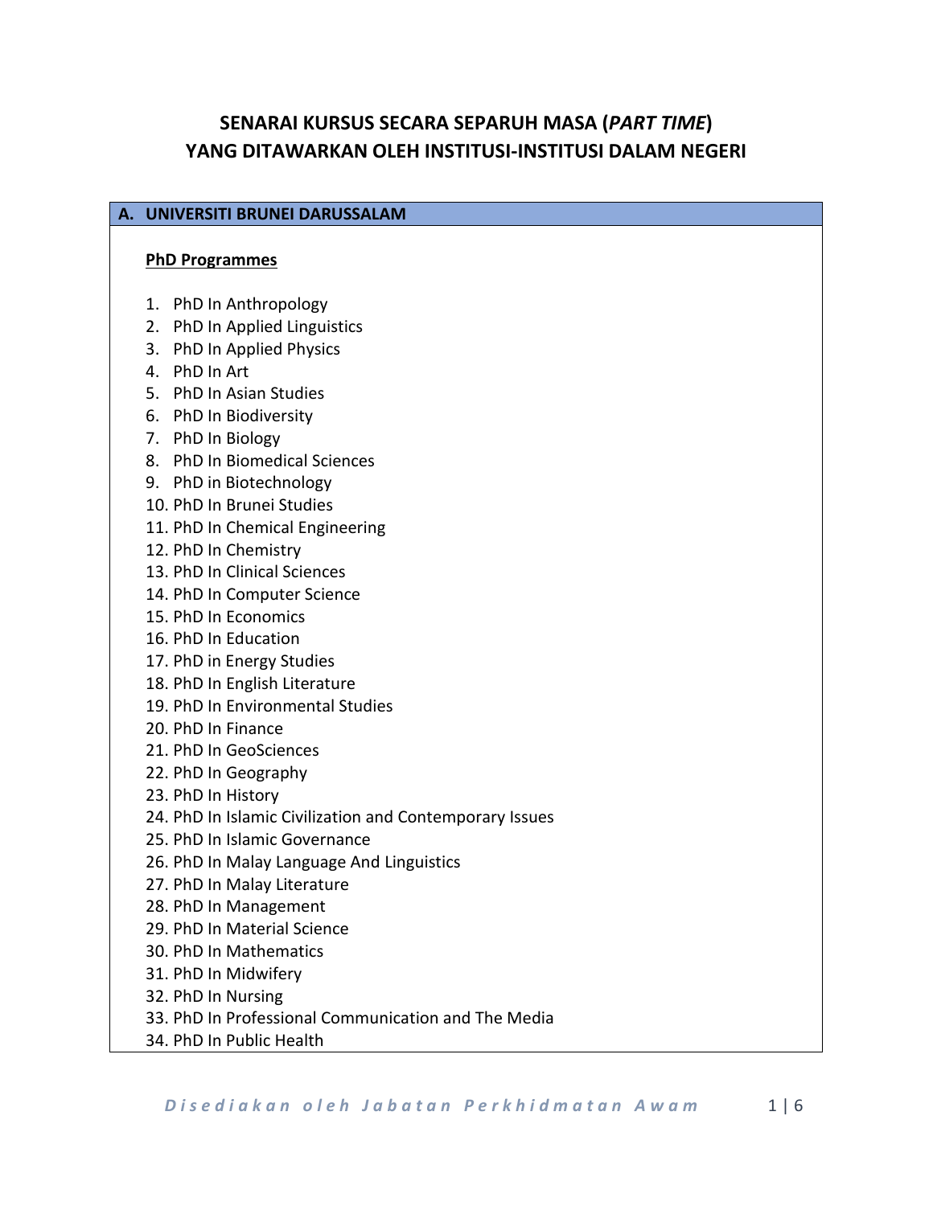# SENARAI KURSUS SECARA SEPARUH MASA (*PART TIME*) YANG DITAWARKAN OLEH INSTITUSI-INSTITUSI DALAM NEGERI

## A. UNIVERSITI BRUNEI DARUSSALAM

**PhD Programmes**

1. PhD In Anthropology
2. PhD In Applied Linguistics
3. PhD In Applied Physics
4. PhD In Art
5. PhD In Asian Studies
6. PhD In Biodiversity
7. PhD In Biology
8. PhD In Biomedical Sciences
9. PhD in Biotechnology
10. PhD In Brunei Studies
11. PhD In Chemical Engineering
12. PhD In Chemistry
13. PhD In Clinical Sciences
14. PhD In Computer Science
15. PhD In Economics
16. PhD In Education
17. PhD in Energy Studies
18. PhD In English Literature
19. PhD In Environmental Studies
20. PhD In Finance
21. PhD In GeoSciences
22. PhD In Geography
23. PhD In History
24. PhD In Islamic Civilization and Contemporary Issues
25. PhD In Islamic Governance
26. PhD In Malay Language And Linguistics
27. PhD In Malay Literature
28. PhD In Management
29. PhD In Material Science
30. PhD In Mathematics
31. PhD In Midwifery
32. PhD In Nursing
33. PhD In Professional Communication and The Media
34. PhD In Public Health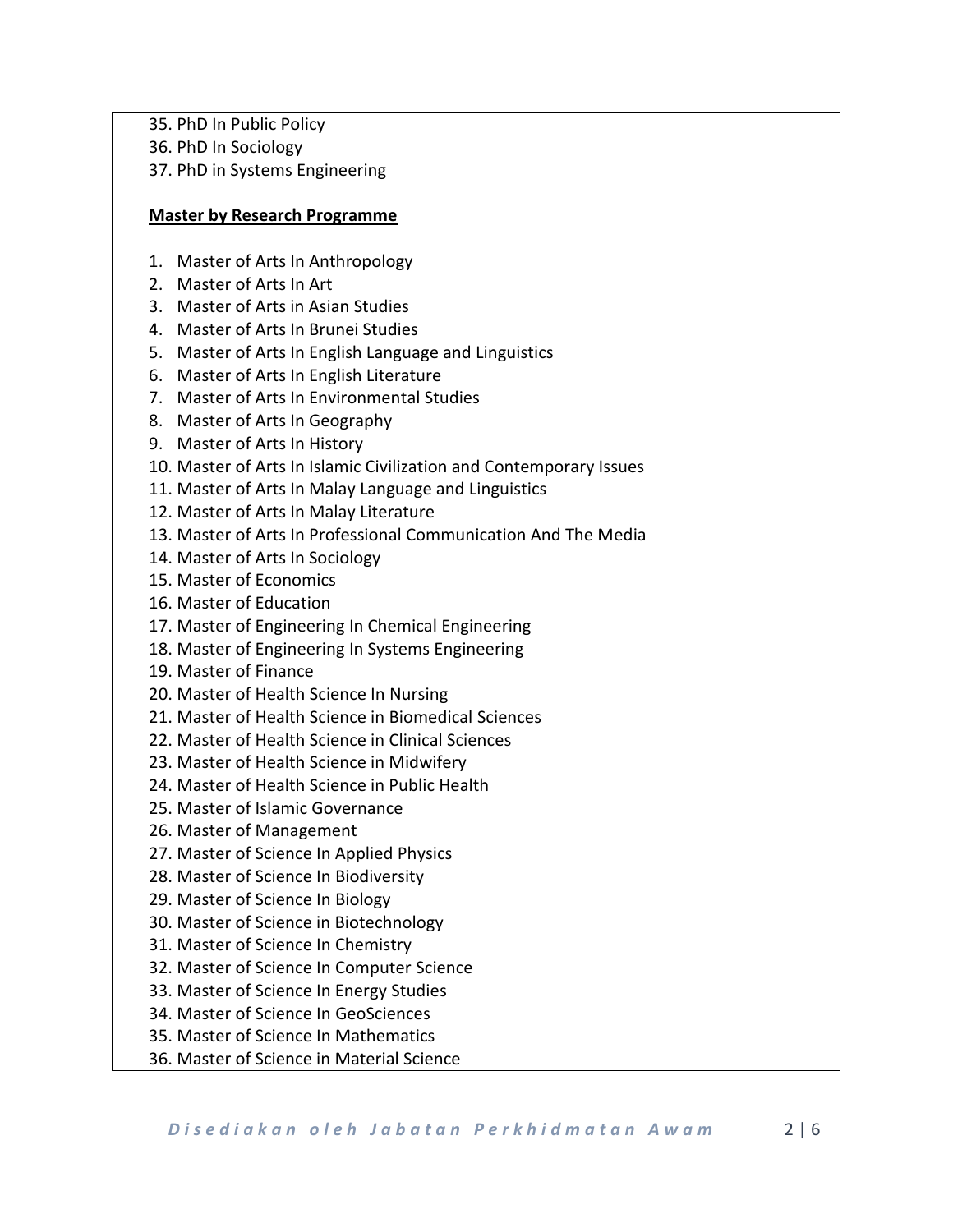35. PhD In Public Policy
36. PhD In Sociology
37. PhD in Systems Engineering

**Master by Research Programme**

1. Master of Arts In Anthropology
2. Master of Arts In Art
3. Master of Arts in Asian Studies
4. Master of Arts In Brunei Studies
5. Master of Arts In English Language and Linguistics
6. Master of Arts In English Literature
7. Master of Arts In Environmental Studies
8. Master of Arts In Geography
9. Master of Arts In History
10. Master of Arts In Islamic Civilization and Contemporary Issues
11. Master of Arts In Malay Language and Linguistics
12. Master of Arts In Malay Literature
13. Master of Arts In Professional Communication And The Media
14. Master of Arts In Sociology
15. Master of Economics
16. Master of Education
17. Master of Engineering In Chemical Engineering
18. Master of Engineering In Systems Engineering
19. Master of Finance
20. Master of Health Science In Nursing
21. Master of Health Science in Biomedical Sciences
22. Master of Health Science in Clinical Sciences
23. Master of Health Science in Midwifery
24. Master of Health Science in Public Health
25. Master of Islamic Governance
26. Master of Management
27. Master of Science In Applied Physics
28. Master of Science In Biodiversity
29. Master of Science In Biology
30. Master of Science in Biotechnology
31. Master of Science In Chemistry
32. Master of Science In Computer Science
33. Master of Science In Energy Studies
34. Master of Science In GeoSciences
35. Master of Science In Mathematics
36. Master of Science in Material Science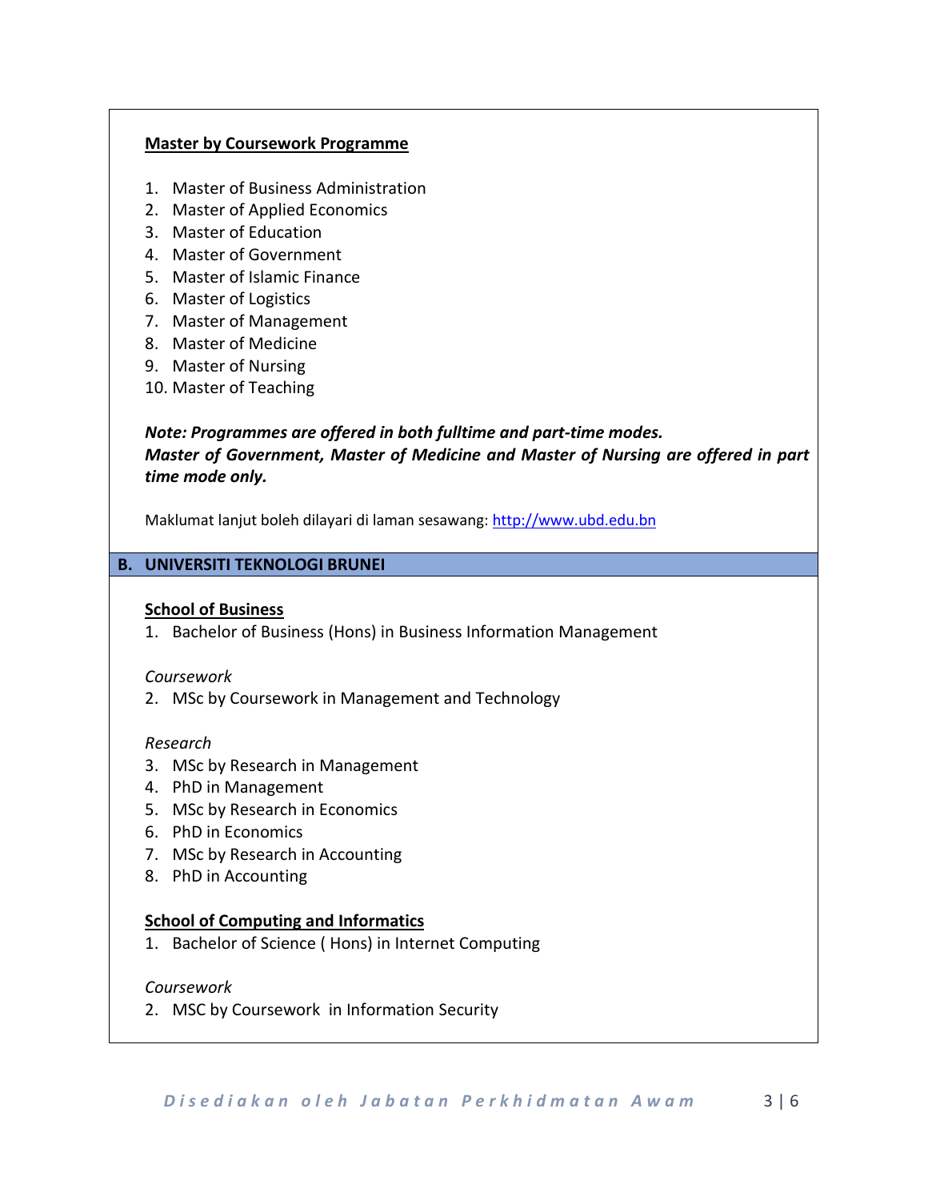**Master by Coursework Programme**

1. Master of Business Administration
2. Master of Applied Economics
3. Master of Education
4. Master of Government
5. Master of Islamic Finance
6. Master of Logistics
7. Master of Management
8. Master of Medicine
9. Master of Nursing
10. Master of Teaching

***Note: Programmes are offered in both fulltime and part-time modes.***
***Master of Government, Master of Medicine and Master of Nursing are offered in part time mode only.***

Maklumat lanjut boleh dilayari di laman sesawang: http://www.ubd.edu.bn

## B. UNIVERSITI TEKNOLOGI BRUNEI

**School of Business**

1. Bachelor of Business (Hons) in Business Information Management

*Coursework*

2. MSc by Coursework in Management and Technology

*Research*

3. MSc by Research in Management
4. PhD in Management
5. MSc by Research in Economics
6. PhD in Economics
7. MSc by Research in Accounting
8. PhD in Accounting

**School of Computing and Informatics**

1. Bachelor of Science ( Hons) in Internet Computing

*Coursework*

2. MSC by Coursework in Information Security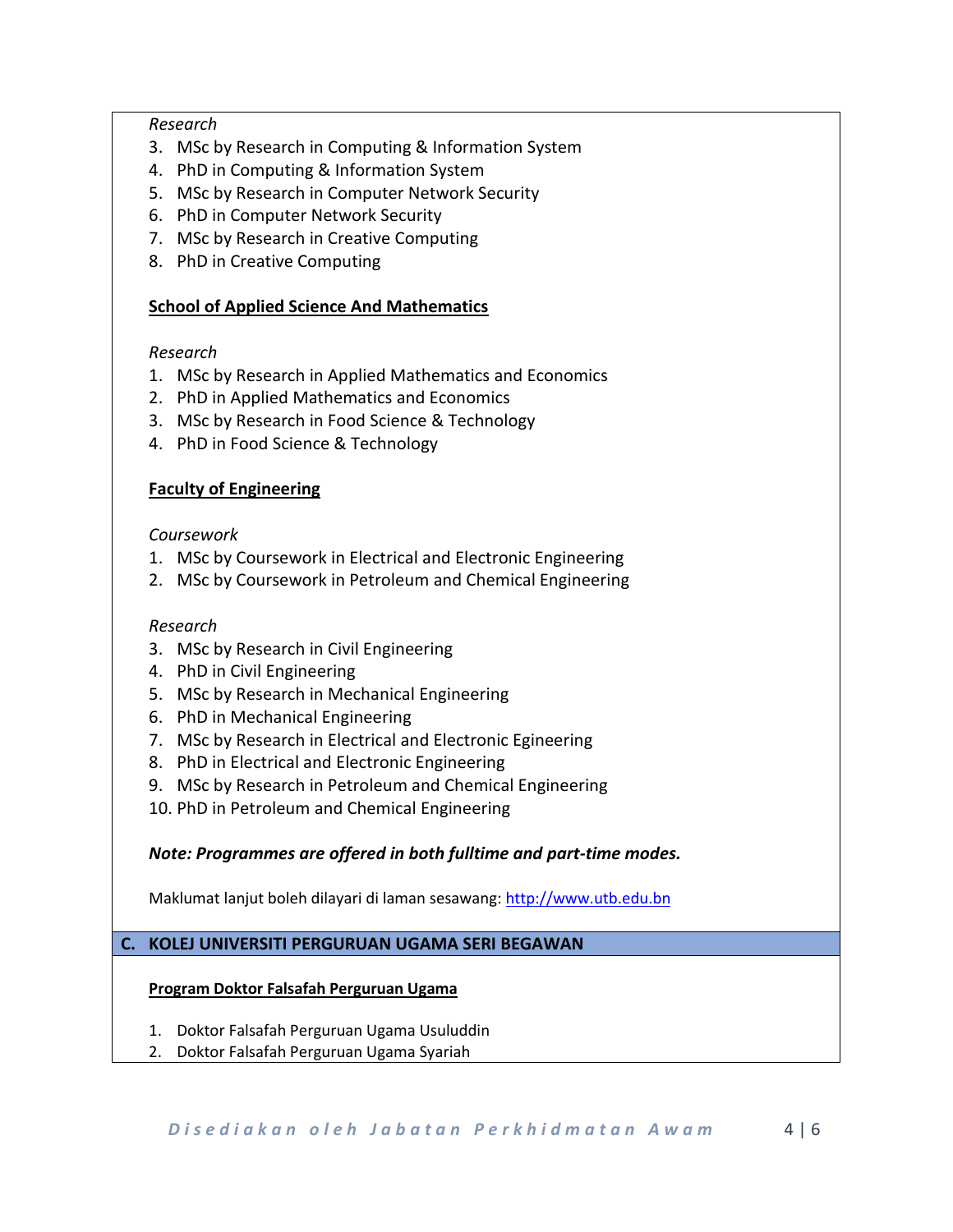*Research*

3. MSc by Research in Computing & Information System
4. PhD in Computing & Information System
5. MSc by Research in Computer Network Security
6. PhD in Computer Network Security
7. MSc by Research in Creative Computing
8. PhD in Creative Computing

**School of Applied Science And Mathematics**

*Research*

1. MSc by Research in Applied Mathematics and Economics
2. PhD in Applied Mathematics and Economics
3. MSc by Research in Food Science & Technology
4. PhD in Food Science & Technology

**Faculty of Engineering**

*Coursework*

1. MSc by Coursework in Electrical and Electronic Engineering
2. MSc by Coursework in Petroleum and Chemical Engineering

*Research*

3. MSc by Research in Civil Engineering
4. PhD in Civil Engineering
5. MSc by Research in Mechanical Engineering
6. PhD in Mechanical Engineering
7. MSc by Research in Electrical and Electronic Egineering
8. PhD in Electrical and Electronic Engineering
9. MSc by Research in Petroleum and Chemical Engineering
10. PhD in Petroleum and Chemical Engineering

***Note: Programmes are offered in both fulltime and part-time modes.***

Maklumat lanjut boleh dilayari di laman sesawang: http://www.utb.edu.bn

## C. KOLEJ UNIVERSITI PERGURUAN UGAMA SERI BEGAWAN

**Program Doktor Falsafah Perguruan Ugama**

1. Doktor Falsafah Perguruan Ugama Usuluddin
2. Doktor Falsafah Perguruan Ugama Syariah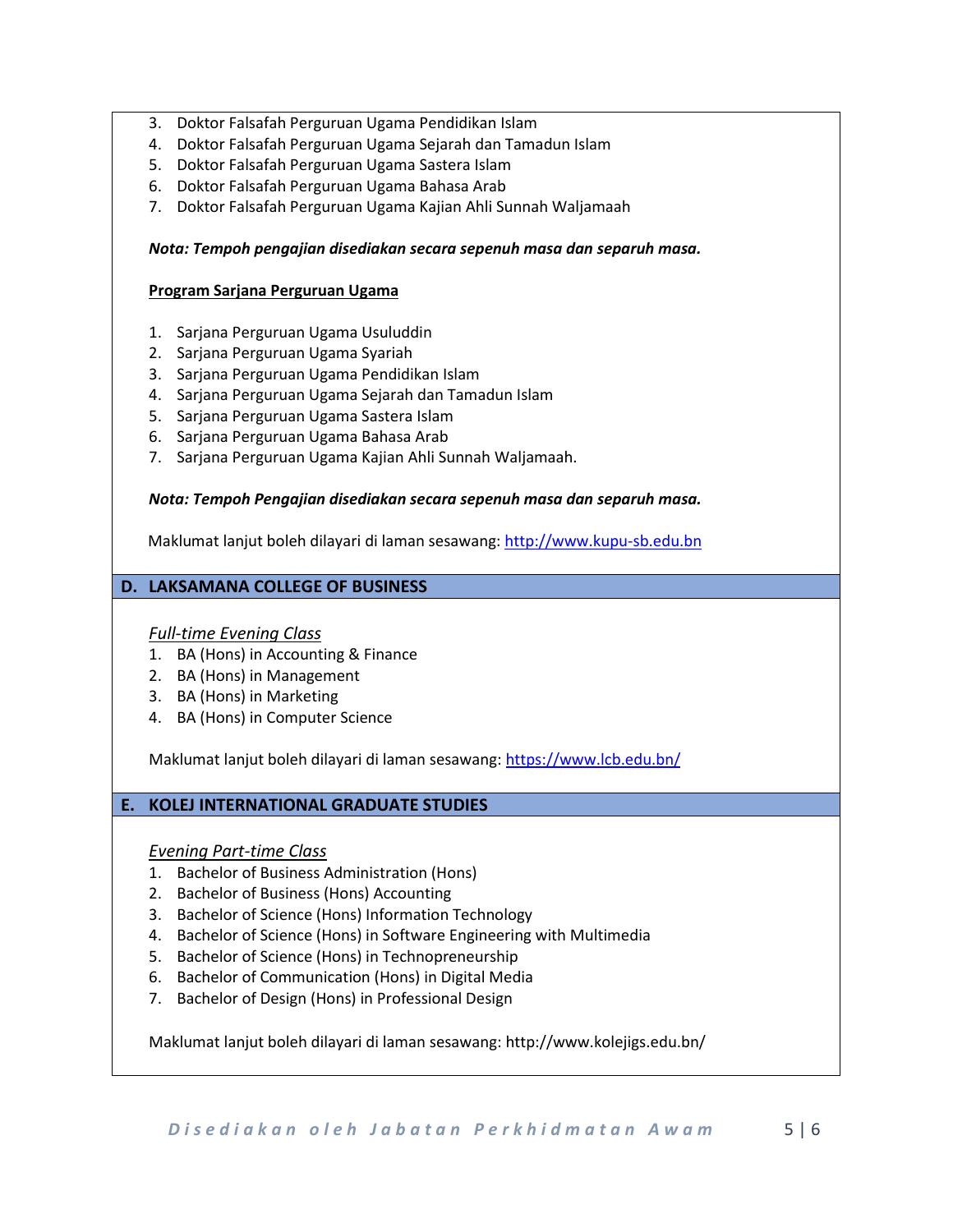3. Doktor Falsafah Perguruan Ugama Pendidikan Islam
4. Doktor Falsafah Perguruan Ugama Sejarah dan Tamadun Islam
5. Doktor Falsafah Perguruan Ugama Sastera Islam
6. Doktor Falsafah Perguruan Ugama Bahasa Arab
7. Doktor Falsafah Perguruan Ugama Kajian Ahli Sunnah Waljamaah

***Nota: Tempoh pengajian disediakan secara sepenuh masa dan separuh masa.***

**Program Sarjana Perguruan Ugama**

1. Sarjana Perguruan Ugama Usuluddin
2. Sarjana Perguruan Ugama Syariah
3. Sarjana Perguruan Ugama Pendidikan Islam
4. Sarjana Perguruan Ugama Sejarah dan Tamadun Islam
5. Sarjana Perguruan Ugama Sastera Islam
6. Sarjana Perguruan Ugama Bahasa Arab
7. Sarjana Perguruan Ugama Kajian Ahli Sunnah Waljamaah.

***Nota: Tempoh Pengajian disediakan secara sepenuh masa dan separuh masa.***

Maklumat lanjut boleh dilayari di laman sesawang: http://www.kupu-sb.edu.bn

## D. LAKSAMANA COLLEGE OF BUSINESS

*Full-time Evening Class*

1. BA (Hons) in Accounting & Finance
2. BA (Hons) in Management
3. BA (Hons) in Marketing
4. BA (Hons) in Computer Science

Maklumat lanjut boleh dilayari di laman sesawang: https://www.lcb.edu.bn/

## E. KOLEJ INTERNATIONAL GRADUATE STUDIES

*Evening Part-time Class*

1. Bachelor of Business Administration (Hons)
2. Bachelor of Business (Hons) Accounting
3. Bachelor of Science (Hons) Information Technology
4. Bachelor of Science (Hons) in Software Engineering with Multimedia
5. Bachelor of Science (Hons) in Technopreneurship
6. Bachelor of Communication (Hons) in Digital Media
7. Bachelor of Design (Hons) in Professional Design

Maklumat lanjut boleh dilayari di laman sesawang: http://www.kolejigs.edu.bn/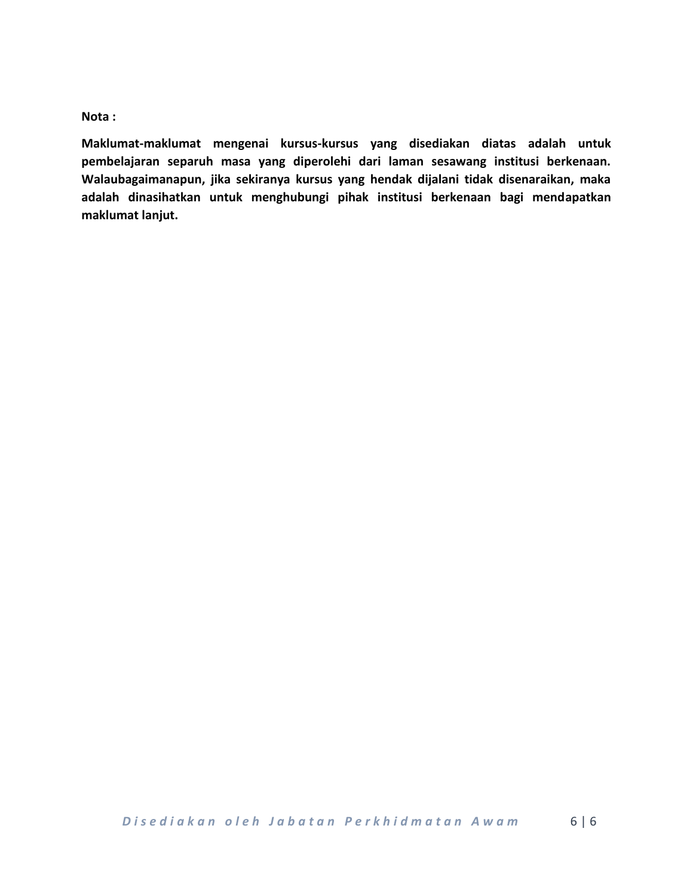**Nota :**

**Maklumat-maklumat mengenai kursus-kursus yang disediakan diatas adalah untuk pembelajaran separuh masa yang diperolehi dari laman sesawang institusi berkenaan. Walaubagaimanapun, jika sekiranya kursus yang hendak dijalani tidak disenaraikan, maka adalah dinasihatkan untuk menghubungi pihak institusi berkenaan bagi mendapatkan maklumat lanjut.**